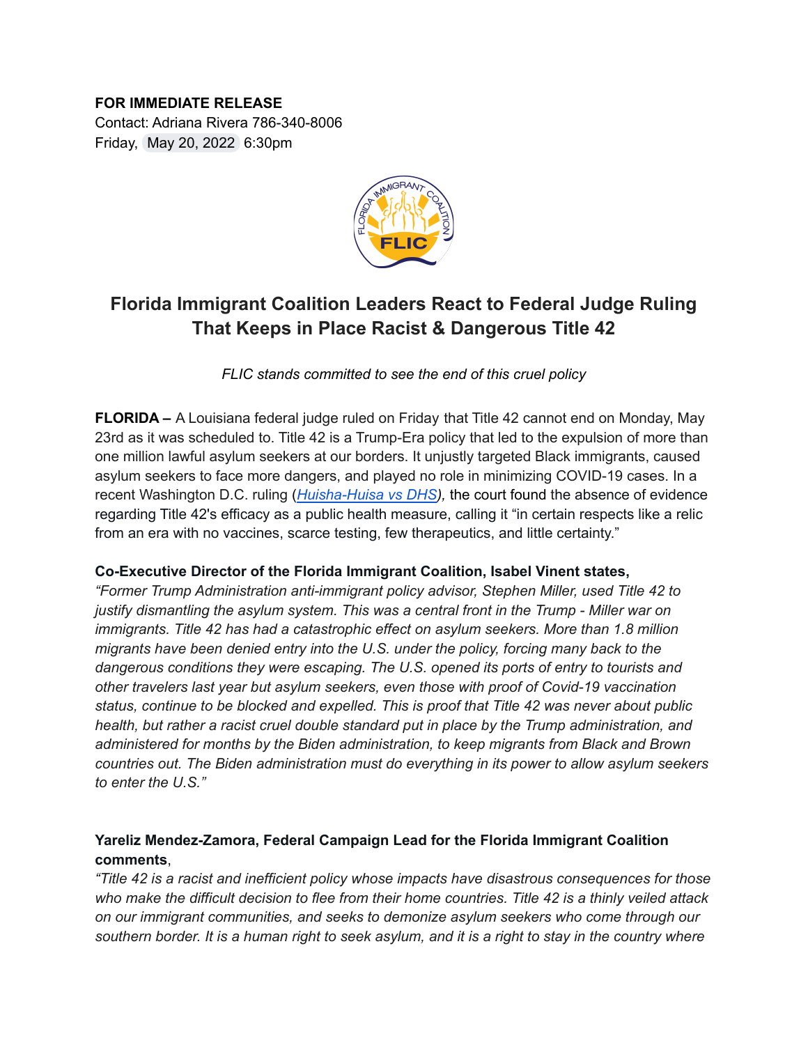**FOR IMMEDIATE RELEASE**
Contact: Adriana Rivera 786-340-8006
Friday, May 20, 2022 6:30pm

# Florida Immigrant Coalition Leaders React to Federal Judge Ruling That Keeps in Place Racist & Dangerous Title 42

*FLIC stands committed to see the end of this cruel policy*

**FLORIDA –** A Louisiana federal judge ruled on Friday that Title 42 cannot end on Monday, May 23rd as it was scheduled to. Title 42 is a Trump-Era policy that led to the expulsion of more than one million lawful asylum seekers at our borders. It unjustly targeted Black immigrants, caused asylum seekers to face more dangers, and played no role in minimizing COVID-19 cases. In a recent Washington D.C. ruling (*Huisha-Huisa vs DHS*), the court found the absence of evidence regarding Title 42's efficacy as a public health measure, calling it "in certain respects like a relic from an era with no vaccines, scarce testing, few therapeutics, and little certainty."

**Co-Executive Director of the Florida Immigrant Coalition, Isabel Vinent states,**
*"Former Trump Administration anti-immigrant policy advisor, Stephen Miller, used Title 42 to justify dismantling the asylum system. This was a central front in the Trump - Miller war on immigrants. Title 42 has had a catastrophic effect on asylum seekers. More than 1.8 million migrants have been denied entry into the U.S. under the policy, forcing many back to the dangerous conditions they were escaping. The U.S. opened its ports of entry to tourists and other travelers last year but asylum seekers, even those with proof of Covid-19 vaccination status, continue to be blocked and expelled. This is proof that Title 42 was never about public health, but rather a racist cruel double standard put in place by the Trump administration, and administered for months by the Biden administration, to keep migrants from Black and Brown countries out. The Biden administration must do everything in its power to allow asylum seekers to enter the U.S."*

**Yareliz Mendez-Zamora, Federal Campaign Lead for the Florida Immigrant Coalition comments**,
*"Title 42 is a racist and inefficient policy whose impacts have disastrous consequences for those who make the difficult decision to flee from their home countries. Title 42 is a thinly veiled attack on our immigrant communities, and seeks to demonize asylum seekers who come through our southern border. It is a human right to seek asylum, and it is a right to stay in the country where*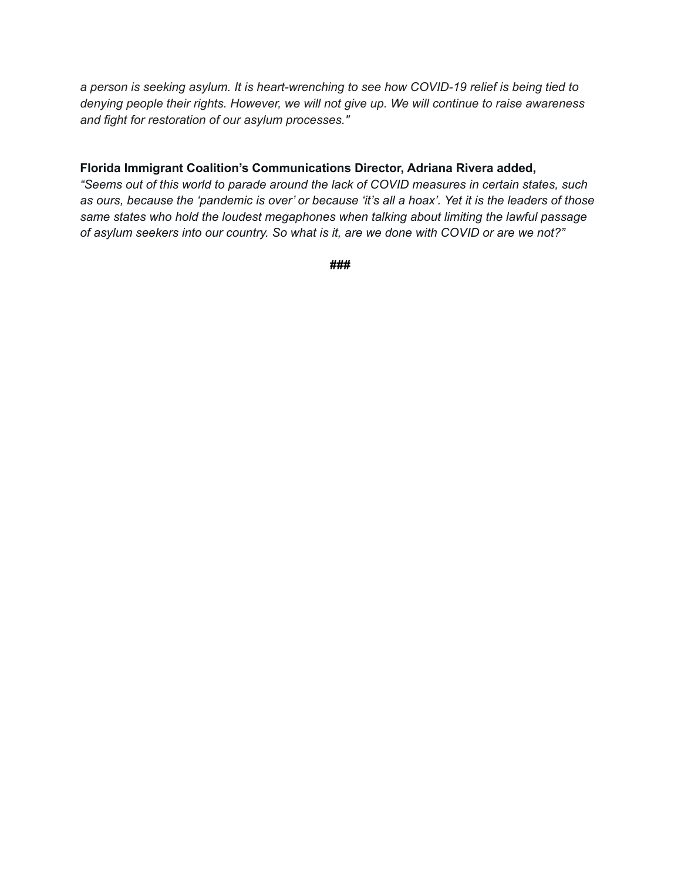*a person is seeking asylum. It is heart-wrenching to see how COVID-19 relief is being tied to denying people their rights. However, we will not give up. We will continue to raise awareness and fight for restoration of our asylum processes."*

**Florida Immigrant Coalition's Communications Director, Adriana Rivera added,**
*"Seems out of this world to parade around the lack of COVID measures in certain states, such as ours, because the 'pandemic is over' or because 'it's all a hoax'. Yet it is the leaders of those same states who hold the loudest megaphones when talking about limiting the lawful passage of asylum seekers into our country. So what is it, are we done with COVID or are we not?"*

**###**